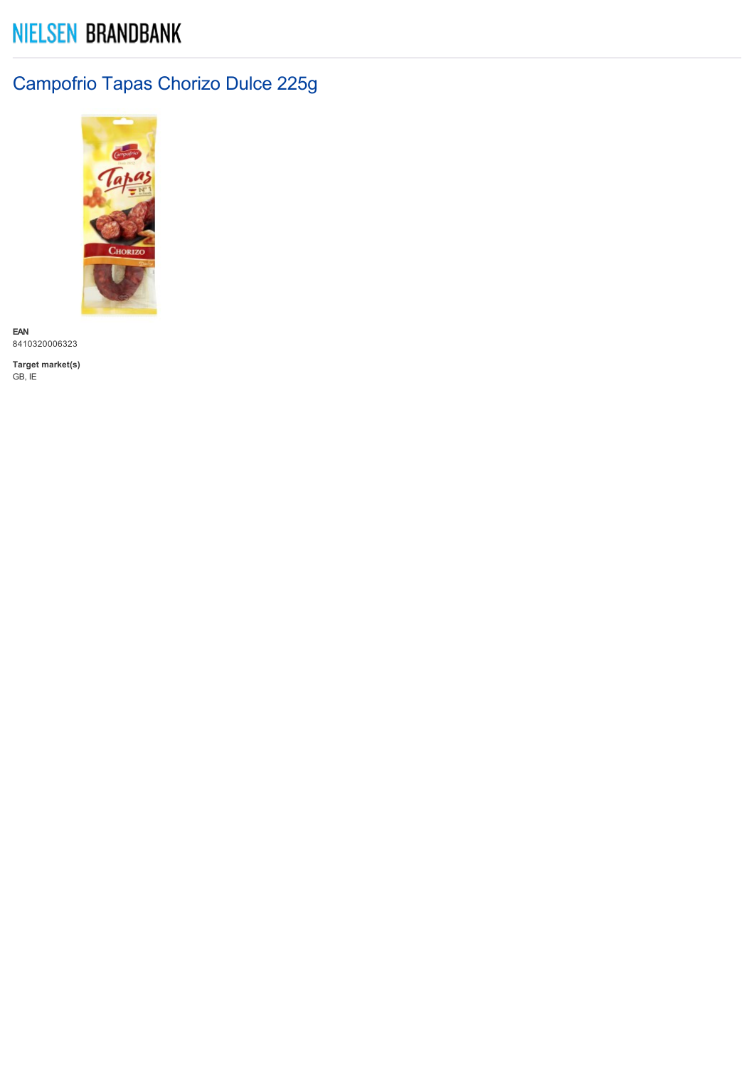NIELSEN BRANDBANK

# Campofrio Tapas Chorizo Dulce 225g

**EAN**
8410320006323

**Target market(s)**
GB, IE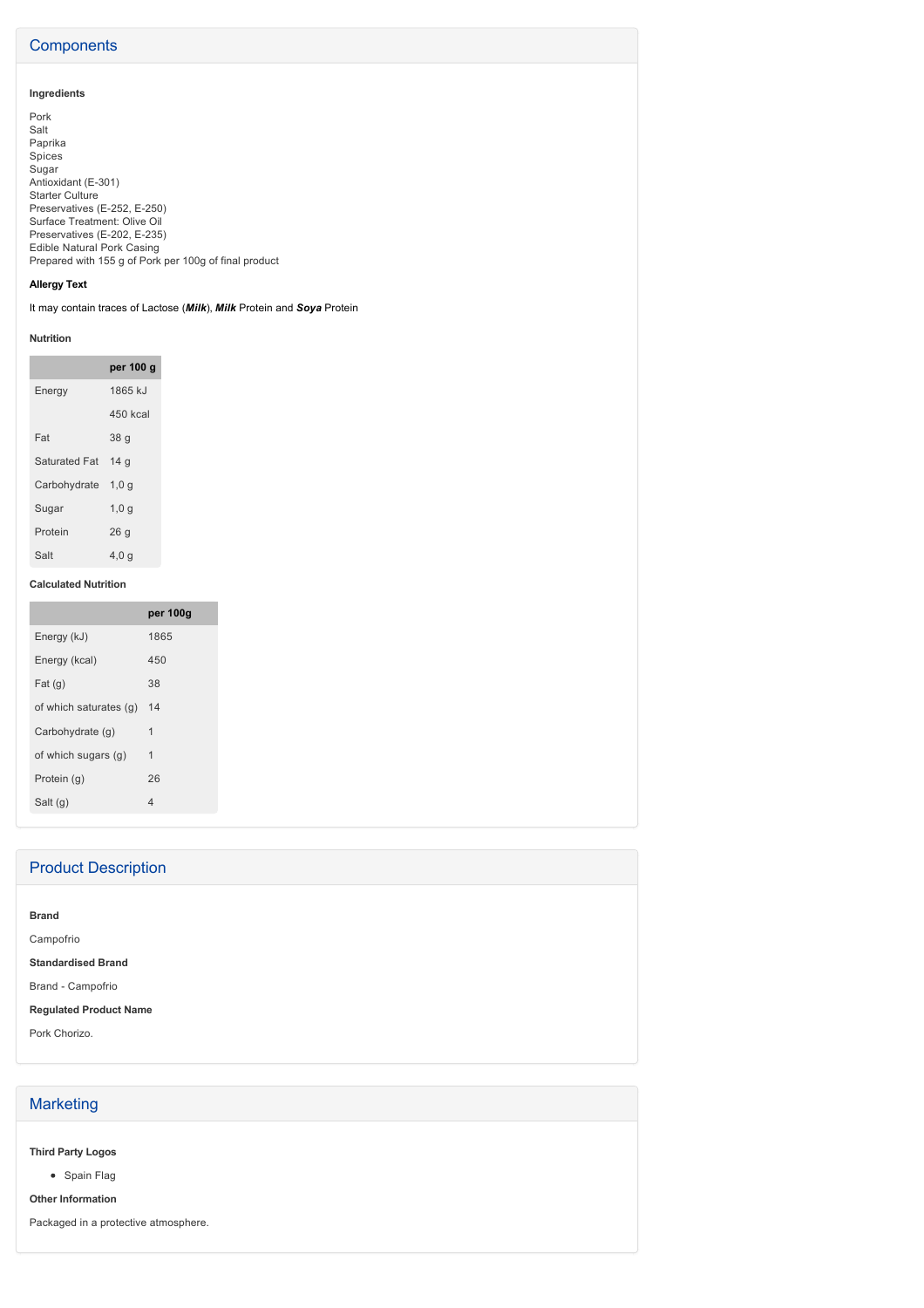## Components

**Ingredients**

Pork
Salt
Paprika
Spices
Sugar
Antioxidant (E-301)
Starter Culture
Preservatives (E-252, E-250)
Surface Treatment: Olive Oil
Preservatives (E-202, E-235)
Edible Natural Pork Casing
Prepared with 155 g of Pork per 100g of final product

**Allergy Text**

It may contain traces of Lactose (***Milk***), ***Milk*** Protein and ***Soya*** Protein

**Nutrition**

| | per 100 g |
|---|---|
| Energy | 1865 kJ |
| | 450 kcal |
| Fat | 38 g |
| Saturated Fat | 14 g |
| Carbohydrate | 1,0 g |
| Sugar | 1,0 g |
| Protein | 26 g |
| Salt | 4,0 g |

**Calculated Nutrition**

| | per 100g |
|---|---|
| Energy (kJ) | 1865 |
| Energy (kcal) | 450 |
| Fat (g) | 38 |
| of which saturates (g) | 14 |
| Carbohydrate (g) | 1 |
| of which sugars (g) | 1 |
| Protein (g) | 26 |
| Salt (g) | 4 |

## Product Description

**Brand**

Campofrio

**Standardised Brand**

Brand - Campofrio

**Regulated Product Name**

Pork Chorizo.

## Marketing

**Third Party Logos**

- Spain Flag

**Other Information**

Packaged in a protective atmosphere.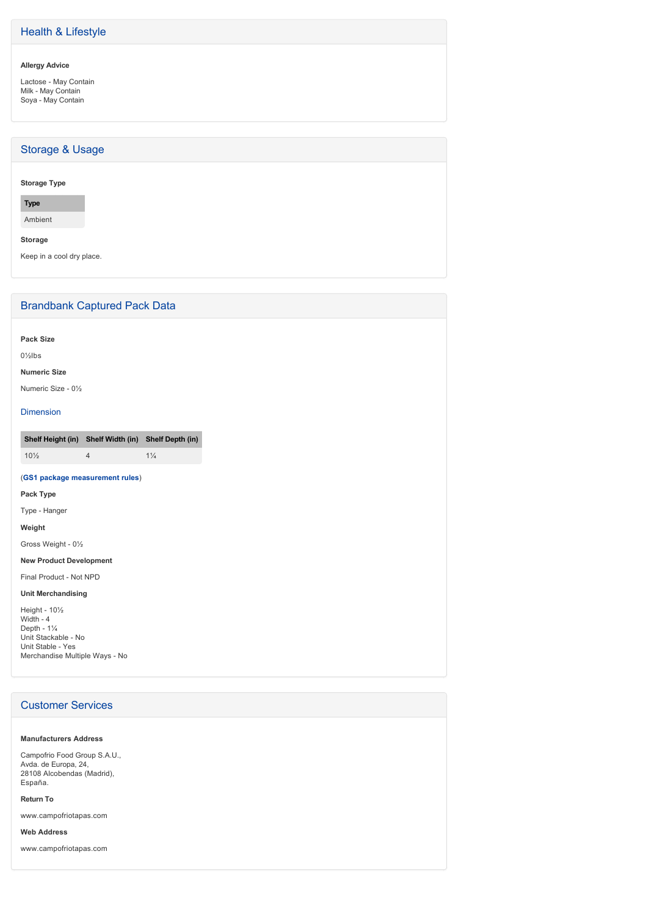## Health & Lifestyle

**Allergy Advice**

Lactose - May Contain
Milk - May Contain
Soya - May Contain

## Storage & Usage

**Storage Type**

| Type |
| --- |
| Ambient |

**Storage**

Keep in a cool dry place.

## Brandbank Captured Pack Data

**Pack Size**

0½lbs

**Numeric Size**

Numeric Size - 0½

### Dimension

| Shelf Height (in) | Shelf Width (in) | Shelf Depth (in) |
| --- | --- | --- |
| 10½ | 4 | 1¼ |

(**GS1 package measurement rules**)

**Pack Type**

Type - Hanger

**Weight**

Gross Weight - 0½

**New Product Development**

Final Product - Not NPD

**Unit Merchandising**

Height - 10½
Width - 4
Depth - 1¼
Unit Stackable - No
Unit Stable - Yes
Merchandise Multiple Ways - No

## Customer Services

**Manufacturers Address**

Campofrio Food Group S.A.U.,
Avda. de Europa, 24,
28108 Alcobendas (Madrid),
España.

**Return To**

www.campofriotapas.com

**Web Address**

www.campofriotapas.com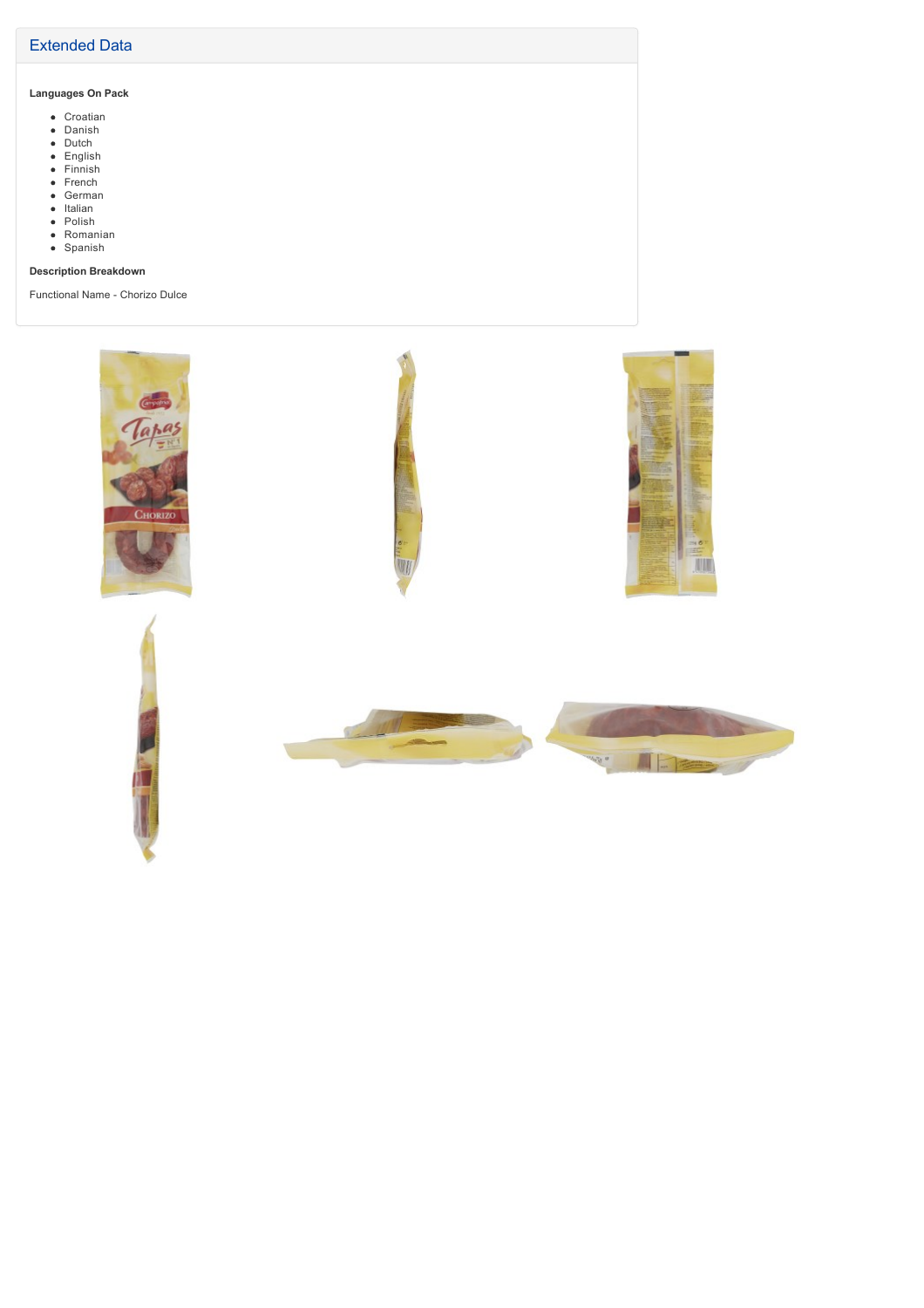## Extended Data

**Languages On Pack**

- Croatian
- Danish
- Dutch
- English
- Finnish
- French
- German
- Italian
- Polish
- Romanian
- Spanish

**Description Breakdown**

Functional Name - Chorizo Dulce